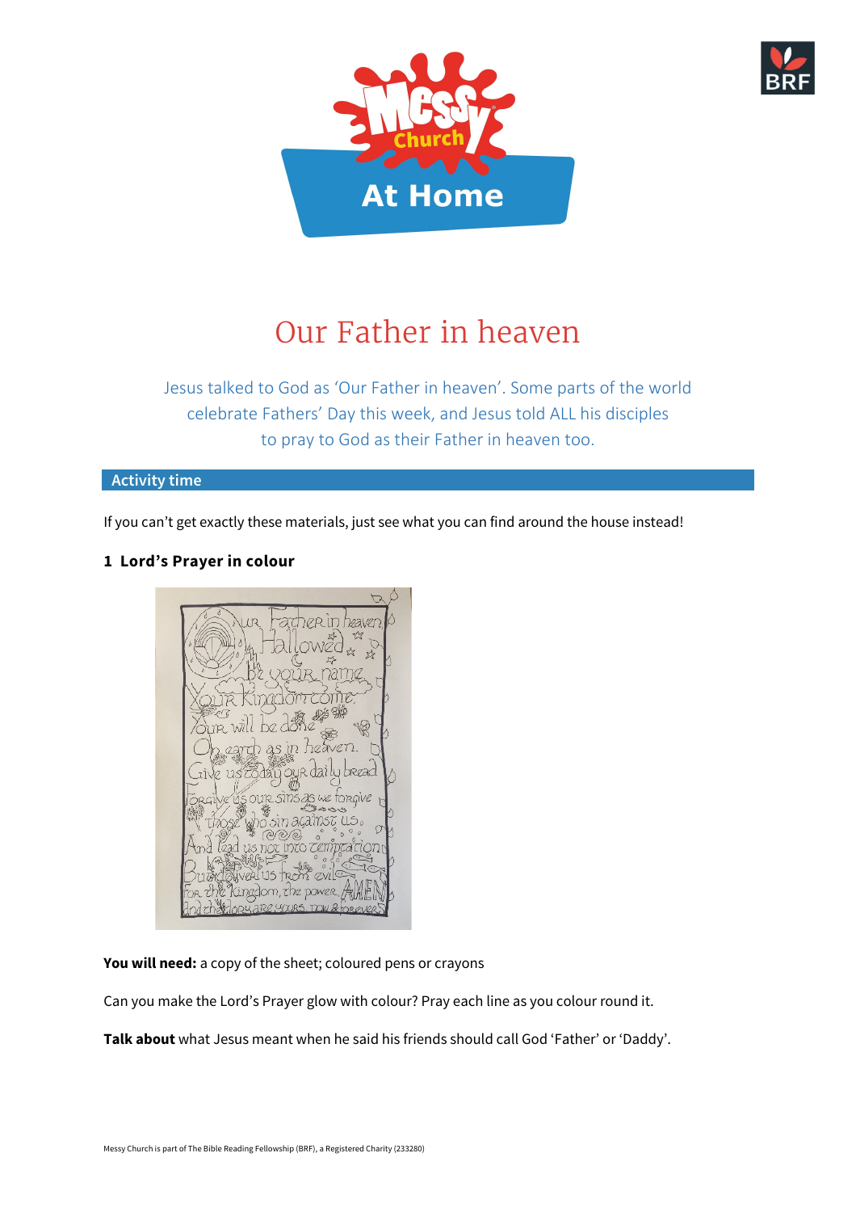# Our Father in heaven

Jesus talked to God as 'Our Father in heaven'. Some parts of the world celebrate Fathers' Day this week, and Jesus told ALL his disciples to pray to God as their Father in heaven too.

## Activity time

If you can't get exactly these materials, just see what you can find around the house instead!

### 1 Lord's Prayer in colour

**You will need:** a copy of the sheet; coloured pens or crayons

Can you make the Lord's Prayer glow with colour? Pray each line as you colour round it.

**Talk about** what Jesus meant when he said his friends should call God 'Father' or 'Daddy'.

Messy Church is part of The Bible Reading Fellowship (BRF), a Registered Charity (233280)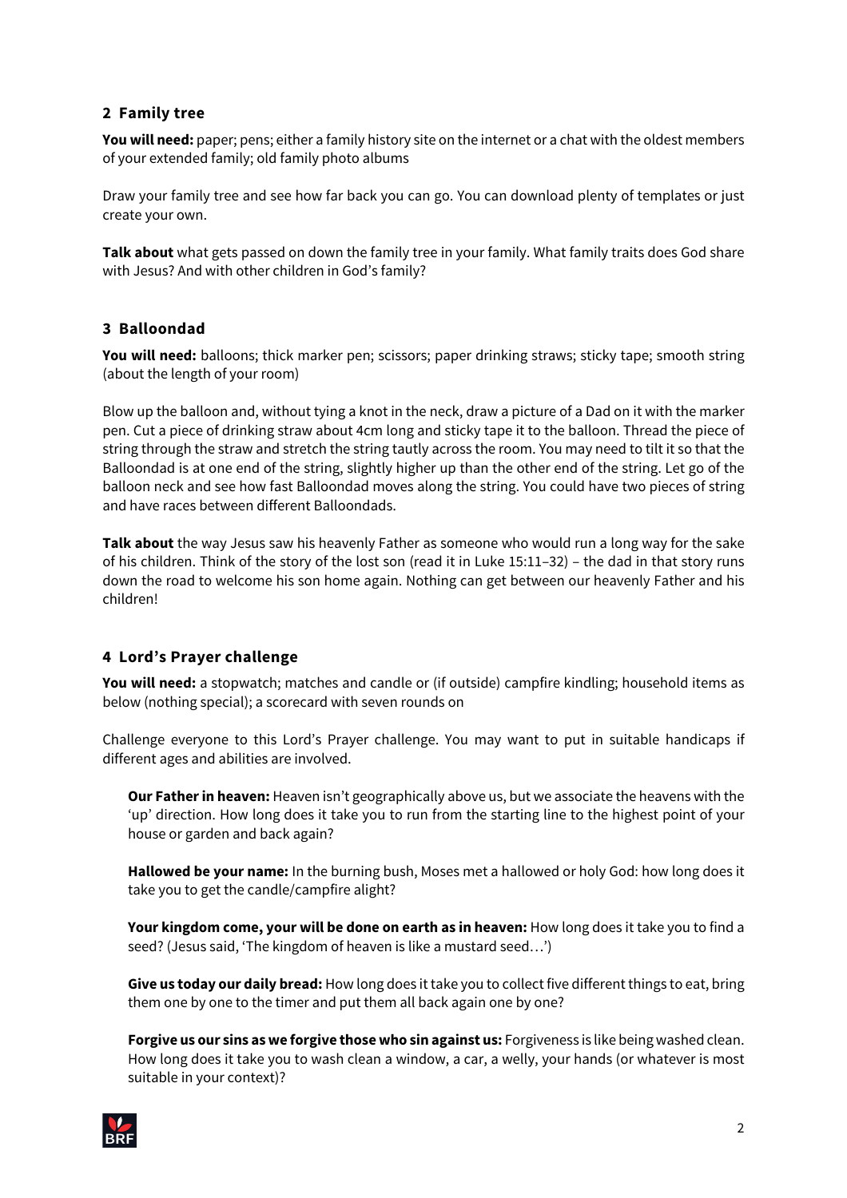## 2 Family tree

**You will need:** paper; pens; either a family history site on the internet or a chat with the oldest members of your extended family; old family photo albums

Draw your family tree and see how far back you can go. You can download plenty of templates or just create your own.

**Talk about** what gets passed on down the family tree in your family. What family traits does God share with Jesus? And with other children in God's family?

## 3 Balloondad

**You will need:** balloons; thick marker pen; scissors; paper drinking straws; sticky tape; smooth string (about the length of your room)

Blow up the balloon and, without tying a knot in the neck, draw a picture of a Dad on it with the marker pen. Cut a piece of drinking straw about 4cm long and sticky tape it to the balloon. Thread the piece of string through the straw and stretch the string tautly across the room. You may need to tilt it so that the Balloondad is at one end of the string, slightly higher up than the other end of the string. Let go of the balloon neck and see how fast Balloondad moves along the string. You could have two pieces of string and have races between different Balloondads.

**Talk about** the way Jesus saw his heavenly Father as someone who would run a long way for the sake of his children. Think of the story of the lost son (read it in Luke 15:11–32) – the dad in that story runs down the road to welcome his son home again. Nothing can get between our heavenly Father and his children!

## 4 Lord's Prayer challenge

**You will need:** a stopwatch; matches and candle or (if outside) campfire kindling; household items as below (nothing special); a scorecard with seven rounds on

Challenge everyone to this Lord's Prayer challenge. You may want to put in suitable handicaps if different ages and abilities are involved.

**Our Father in heaven:** Heaven isn't geographically above us, but we associate the heavens with the 'up' direction. How long does it take you to run from the starting line to the highest point of your house or garden and back again?

**Hallowed be your name:** In the burning bush, Moses met a hallowed or holy God: how long does it take you to get the candle/campfire alight?

**Your kingdom come, your will be done on earth as in heaven:** How long does it take you to find a seed? (Jesus said, 'The kingdom of heaven is like a mustard seed…')

**Give us today our daily bread:** How long does it take you to collect five different things to eat, bring them one by one to the timer and put them all back again one by one?

**Forgive us our sins as we forgive those who sin against us:** Forgiveness is like being washed clean. How long does it take you to wash clean a window, a car, a welly, your hands (or whatever is most suitable in your context)?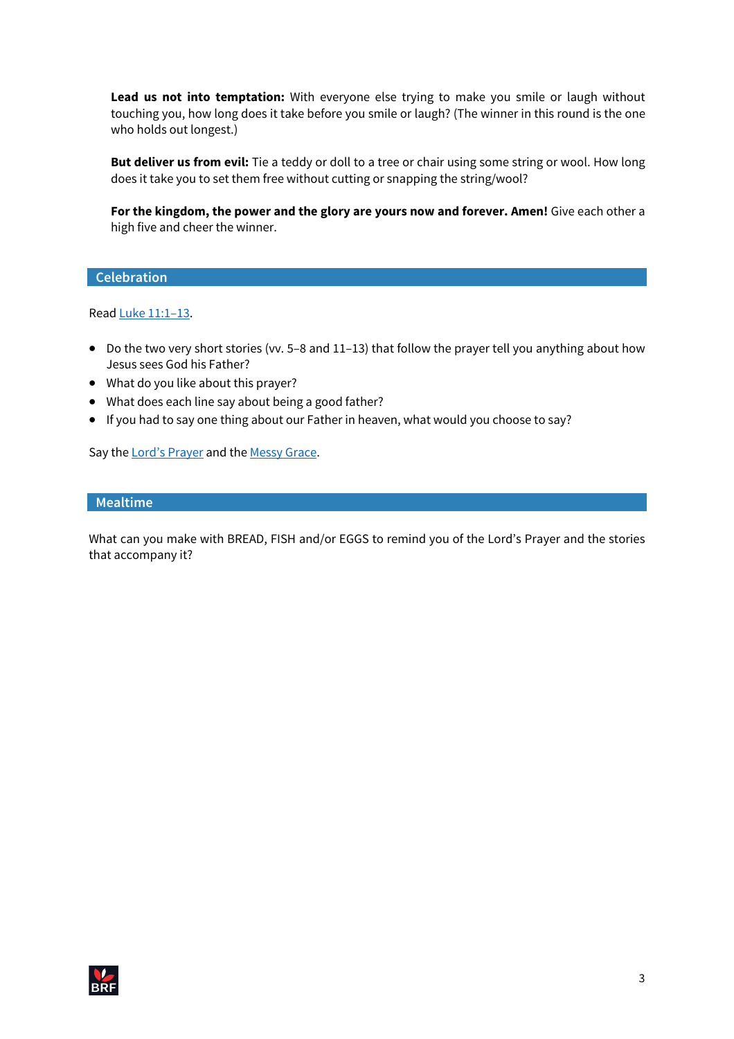**Lead us not into temptation:** With everyone else trying to make you smile or laugh without touching you, how long does it take before you smile or laugh? (The winner in this round is the one who holds out longest.)

**But deliver us from evil:** Tie a teddy or doll to a tree or chair using some string or wool. How long does it take you to set them free without cutting or snapping the string/wool?

**For the kingdom, the power and the glory are yours now and forever. Amen!** Give each other a high five and cheer the winner.

## Celebration

Read Luke 11:1–13.

- Do the two very short stories (vv. 5–8 and 11–13) that follow the prayer tell you anything about how Jesus sees God his Father?
- What do you like about this prayer?
- What does each line say about being a good father?
- If you had to say one thing about our Father in heaven, what would you choose to say?

Say the Lord's Prayer and the Messy Grace.

## Mealtime

What can you make with BREAD, FISH and/or EGGS to remind you of the Lord's Prayer and the stories that accompany it?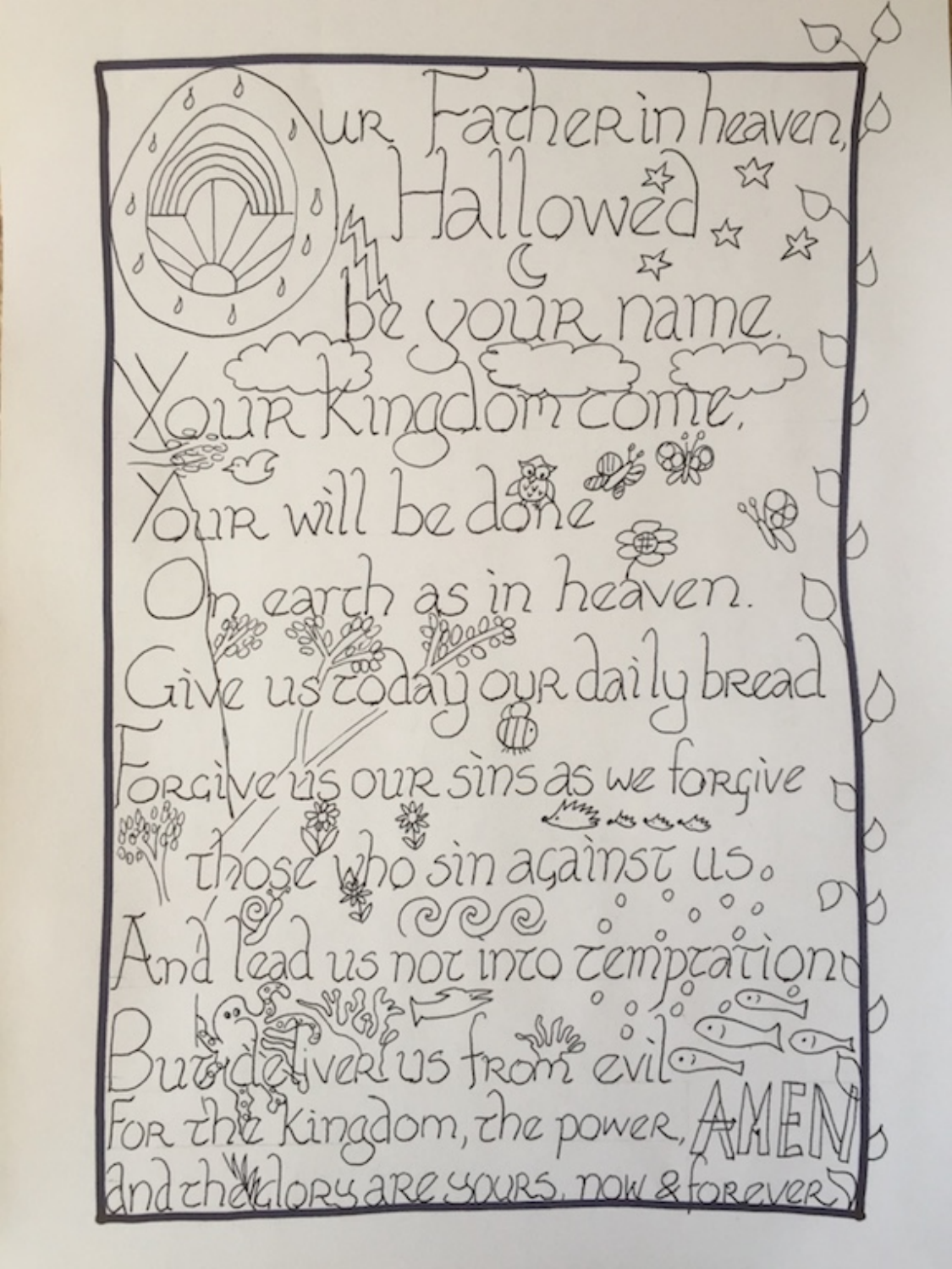Our Father in heaven,
Hallowed
be your name.
Your Kingdom come,
Your will be done
On earth as in heaven.
Give us today our daily bread
Forgive us our sins as we forgive
those who sin against us.
And lead us not into temptation
But deliver us from evil
For the kingdom, the power,
and the glory are yours, now & forever
AMEN